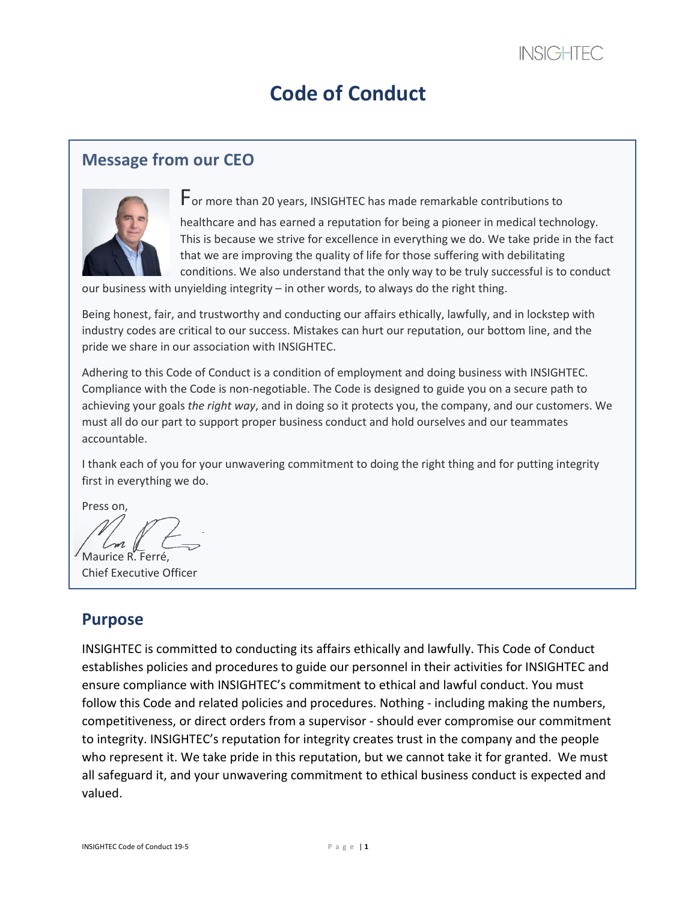# Code of Conduct

## Message from our CEO

For more than 20 years, INSIGHTEC has made remarkable contributions to healthcare and has earned a reputation for being a pioneer in medical technology. This is because we strive for excellence in everything we do. We take pride in the fact that we are improving the quality of life for those suffering with debilitating conditions. We also understand that the only way to be truly successful is to conduct our business with unyielding integrity – in other words, to always do the right thing.

Being honest, fair, and trustworthy and conducting our affairs ethically, lawfully, and in lockstep with industry codes are critical to our success. Mistakes can hurt our reputation, our bottom line, and the pride we share in our association with INSIGHTEC.

Adhering to this Code of Conduct is a condition of employment and doing business with INSIGHTEC. Compliance with the Code is non-negotiable. The Code is designed to guide you on a secure path to achieving your goals *the right way*, and in doing so it protects you, the company, and our customers. We must all do our part to support proper business conduct and hold ourselves and our teammates accountable.

I thank each of you for your unwavering commitment to doing the right thing and for putting integrity first in everything we do.

Press on,

Maurice R. Ferré,
Chief Executive Officer

## Purpose

INSIGHTEC is committed to conducting its affairs ethically and lawfully. This Code of Conduct establishes policies and procedures to guide our personnel in their activities for INSIGHTEC and ensure compliance with INSIGHTEC's commitment to ethical and lawful conduct. You must follow this Code and related policies and procedures. Nothing - including making the numbers, competitiveness, or direct orders from a supervisor - should ever compromise our commitment to integrity. INSIGHTEC's reputation for integrity creates trust in the company and the people who represent it. We take pride in this reputation, but we cannot take it for granted. We must all safeguard it, and your unwavering commitment to ethical business conduct is expected and valued.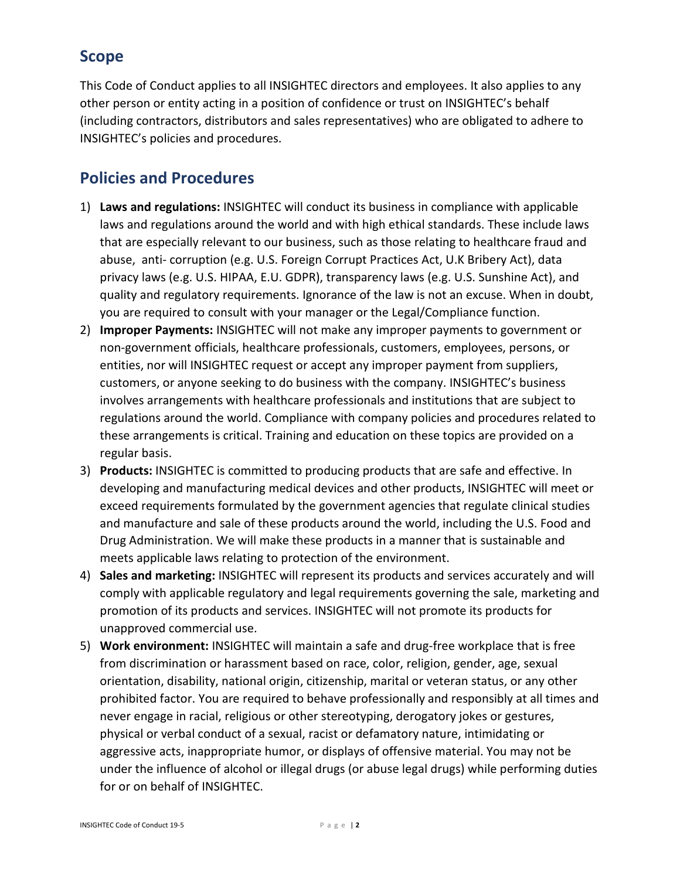## Scope

This Code of Conduct applies to all INSIGHTEC directors and employees. It also applies to any other person or entity acting in a position of confidence or trust on INSIGHTEC's behalf (including contractors, distributors and sales representatives) who are obligated to adhere to INSIGHTEC's policies and procedures.

## Policies and Procedures

1) **Laws and regulations:** INSIGHTEC will conduct its business in compliance with applicable laws and regulations around the world and with high ethical standards. These include laws that are especially relevant to our business, such as those relating to healthcare fraud and abuse, anti- corruption (e.g. U.S. Foreign Corrupt Practices Act, U.K Bribery Act), data privacy laws (e.g. U.S. HIPAA, E.U. GDPR), transparency laws (e.g. U.S. Sunshine Act), and quality and regulatory requirements. Ignorance of the law is not an excuse. When in doubt, you are required to consult with your manager or the Legal/Compliance function.
2) **Improper Payments:** INSIGHTEC will not make any improper payments to government or non-government officials, healthcare professionals, customers, employees, persons, or entities, nor will INSIGHTEC request or accept any improper payment from suppliers, customers, or anyone seeking to do business with the company. INSIGHTEC's business involves arrangements with healthcare professionals and institutions that are subject to regulations around the world. Compliance with company policies and procedures related to these arrangements is critical. Training and education on these topics are provided on a regular basis.
3) **Products:** INSIGHTEC is committed to producing products that are safe and effective. In developing and manufacturing medical devices and other products, INSIGHTEC will meet or exceed requirements formulated by the government agencies that regulate clinical studies and manufacture and sale of these products around the world, including the U.S. Food and Drug Administration. We will make these products in a manner that is sustainable and meets applicable laws relating to protection of the environment.
4) **Sales and marketing:** INSIGHTEC will represent its products and services accurately and will comply with applicable regulatory and legal requirements governing the sale, marketing and promotion of its products and services. INSIGHTEC will not promote its products for unapproved commercial use.
5) **Work environment:** INSIGHTEC will maintain a safe and drug-free workplace that is free from discrimination or harassment based on race, color, religion, gender, age, sexual orientation, disability, national origin, citizenship, marital or veteran status, or any other prohibited factor. You are required to behave professionally and responsibly at all times and never engage in racial, religious or other stereotyping, derogatory jokes or gestures, physical or verbal conduct of a sexual, racist or defamatory nature, intimidating or aggressive acts, inappropriate humor, or displays of offensive material. You may not be under the influence of alcohol or illegal drugs (or abuse legal drugs) while performing duties for or on behalf of INSIGHTEC.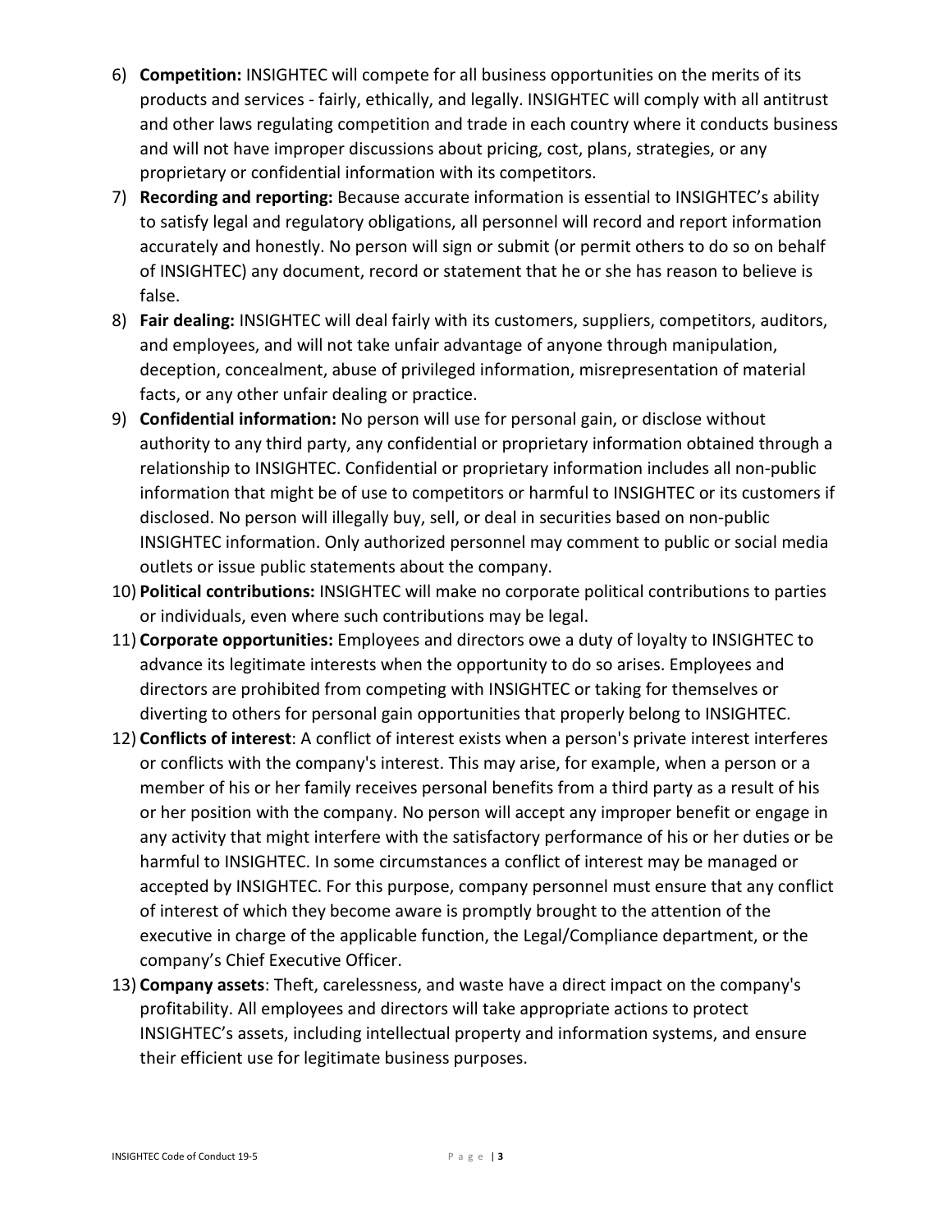6) **Competition:** INSIGHTEC will compete for all business opportunities on the merits of its products and services - fairly, ethically, and legally. INSIGHTEC will comply with all antitrust and other laws regulating competition and trade in each country where it conducts business and will not have improper discussions about pricing, cost, plans, strategies, or any proprietary or confidential information with its competitors.
7) **Recording and reporting:** Because accurate information is essential to INSIGHTEC's ability to satisfy legal and regulatory obligations, all personnel will record and report information accurately and honestly. No person will sign or submit (or permit others to do so on behalf of INSIGHTEC) any document, record or statement that he or she has reason to believe is false.
8) **Fair dealing:** INSIGHTEC will deal fairly with its customers, suppliers, competitors, auditors, and employees, and will not take unfair advantage of anyone through manipulation, deception, concealment, abuse of privileged information, misrepresentation of material facts, or any other unfair dealing or practice.
9) **Confidential information:** No person will use for personal gain, or disclose without authority to any third party, any confidential or proprietary information obtained through a relationship to INSIGHTEC. Confidential or proprietary information includes all non-public information that might be of use to competitors or harmful to INSIGHTEC or its customers if disclosed. No person will illegally buy, sell, or deal in securities based on non-public INSIGHTEC information. Only authorized personnel may comment to public or social media outlets or issue public statements about the company.
10) **Political contributions:** INSIGHTEC will make no corporate political contributions to parties or individuals, even where such contributions may be legal.
11) **Corporate opportunities:** Employees and directors owe a duty of loyalty to INSIGHTEC to advance its legitimate interests when the opportunity to do so arises. Employees and directors are prohibited from competing with INSIGHTEC or taking for themselves or diverting to others for personal gain opportunities that properly belong to INSIGHTEC.
12) **Conflicts of interest**: A conflict of interest exists when a person's private interest interferes or conflicts with the company's interest. This may arise, for example, when a person or a member of his or her family receives personal benefits from a third party as a result of his or her position with the company. No person will accept any improper benefit or engage in any activity that might interfere with the satisfactory performance of his or her duties or be harmful to INSIGHTEC. In some circumstances a conflict of interest may be managed or accepted by INSIGHTEC. For this purpose, company personnel must ensure that any conflict of interest of which they become aware is promptly brought to the attention of the executive in charge of the applicable function, the Legal/Compliance department, or the company's Chief Executive Officer.
13) **Company assets**: Theft, carelessness, and waste have a direct impact on the company's profitability. All employees and directors will take appropriate actions to protect INSIGHTEC's assets, including intellectual property and information systems, and ensure their efficient use for legitimate business purposes.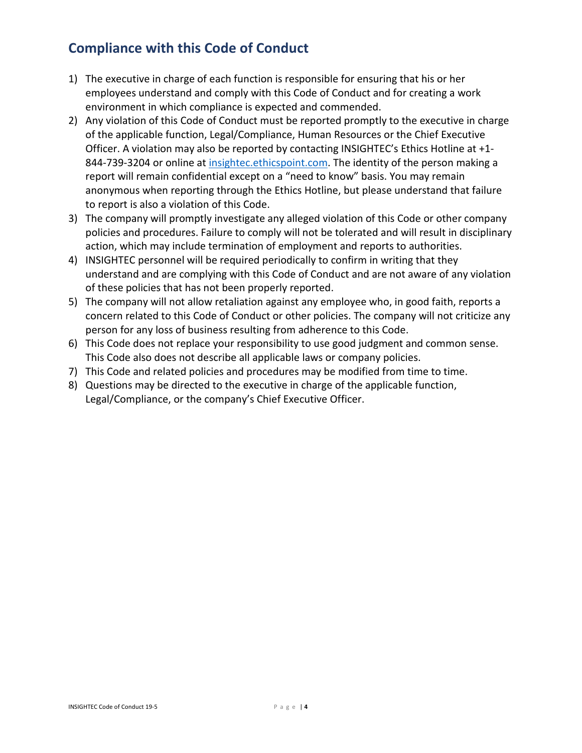## Compliance with this Code of Conduct

1) The executive in charge of each function is responsible for ensuring that his or her employees understand and comply with this Code of Conduct and for creating a work environment in which compliance is expected and commended.
2) Any violation of this Code of Conduct must be reported promptly to the executive in charge of the applicable function, Legal/Compliance, Human Resources or the Chief Executive Officer. A violation may also be reported by contacting INSIGHTEC's Ethics Hotline at +1-844-739-3204 or online at [insightec.ethicspoint.com](insightec.ethicspoint.com). The identity of the person making a report will remain confidential except on a "need to know" basis. You may remain anonymous when reporting through the Ethics Hotline, but please understand that failure to report is also a violation of this Code.
3) The company will promptly investigate any alleged violation of this Code or other company policies and procedures. Failure to comply will not be tolerated and will result in disciplinary action, which may include termination of employment and reports to authorities.
4) INSIGHTEC personnel will be required periodically to confirm in writing that they understand and are complying with this Code of Conduct and are not aware of any violation of these policies that has not been properly reported.
5) The company will not allow retaliation against any employee who, in good faith, reports a concern related to this Code of Conduct or other policies. The company will not criticize any person for any loss of business resulting from adherence to this Code.
6) This Code does not replace your responsibility to use good judgment and common sense. This Code also does not describe all applicable laws or company policies.
7) This Code and related policies and procedures may be modified from time to time.
8) Questions may be directed to the executive in charge of the applicable function, Legal/Compliance, or the company's Chief Executive Officer.